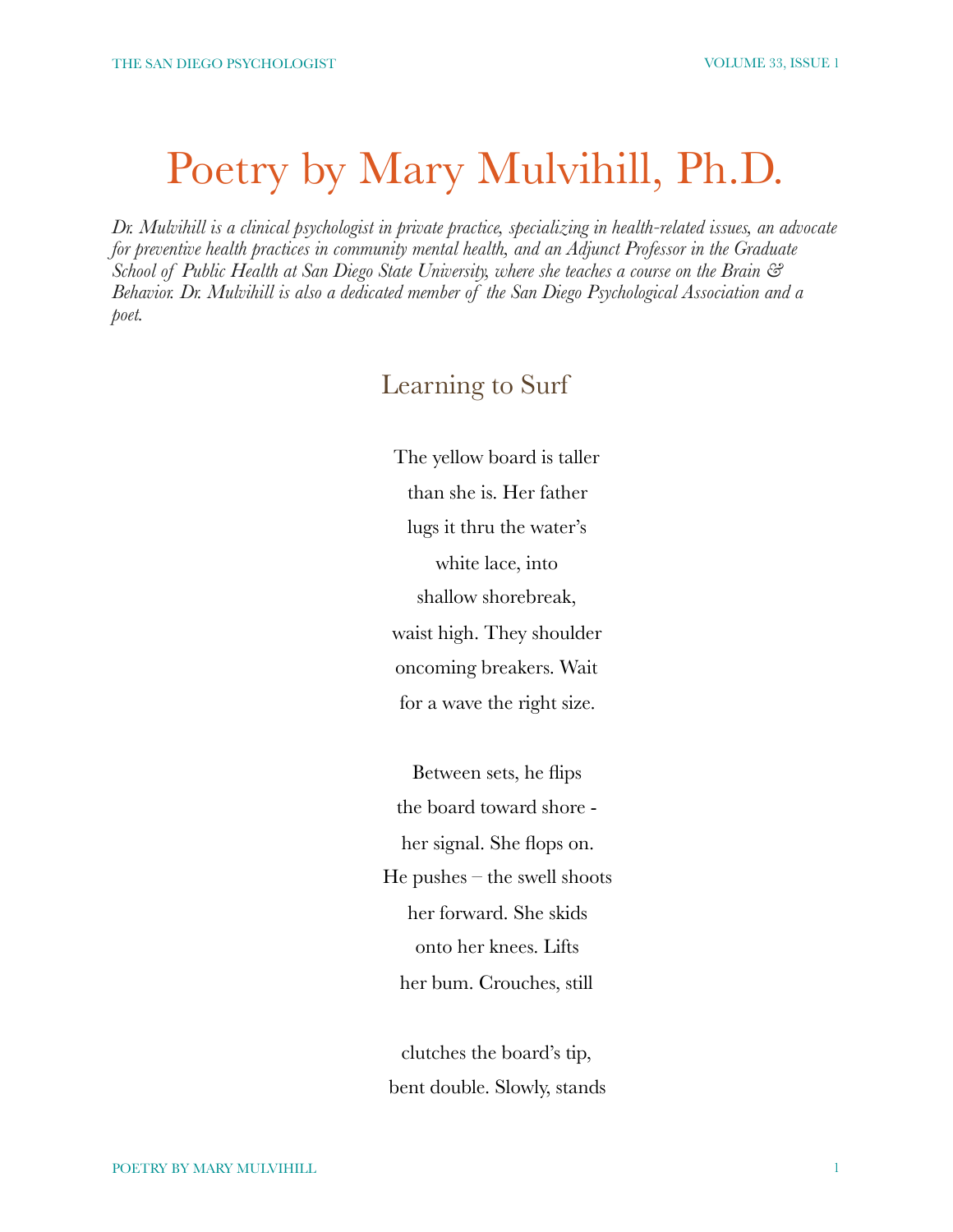# Poetry by Mary Mulvihill, Ph.D.

*Dr. Mulvihill is a clinical psychologist in private practice, specializing in health-related issues, an advocate for preventive health practices in community mental health, and an Adjunct Professor in the Graduate School of Public Health at San Diego State University, where she teaches a course on the Brain & Behavior. Dr. Mulvihill is also a dedicated member of the San Diego Psychological Association and a poet.*

## Learning to Surf

The yellow board is taller
than she is. Her father
lugs it thru the water's
white lace, into
shallow shorebreak,
waist high. They shoulder
oncoming breakers. Wait
for a wave the right size.

Between sets, he flips
the board toward shore -
her signal. She flops on.
He pushes – the swell shoots
her forward. She skids
onto her knees. Lifts
her bum. Crouches, still

clutches the board's tip,
bent double. Slowly, stands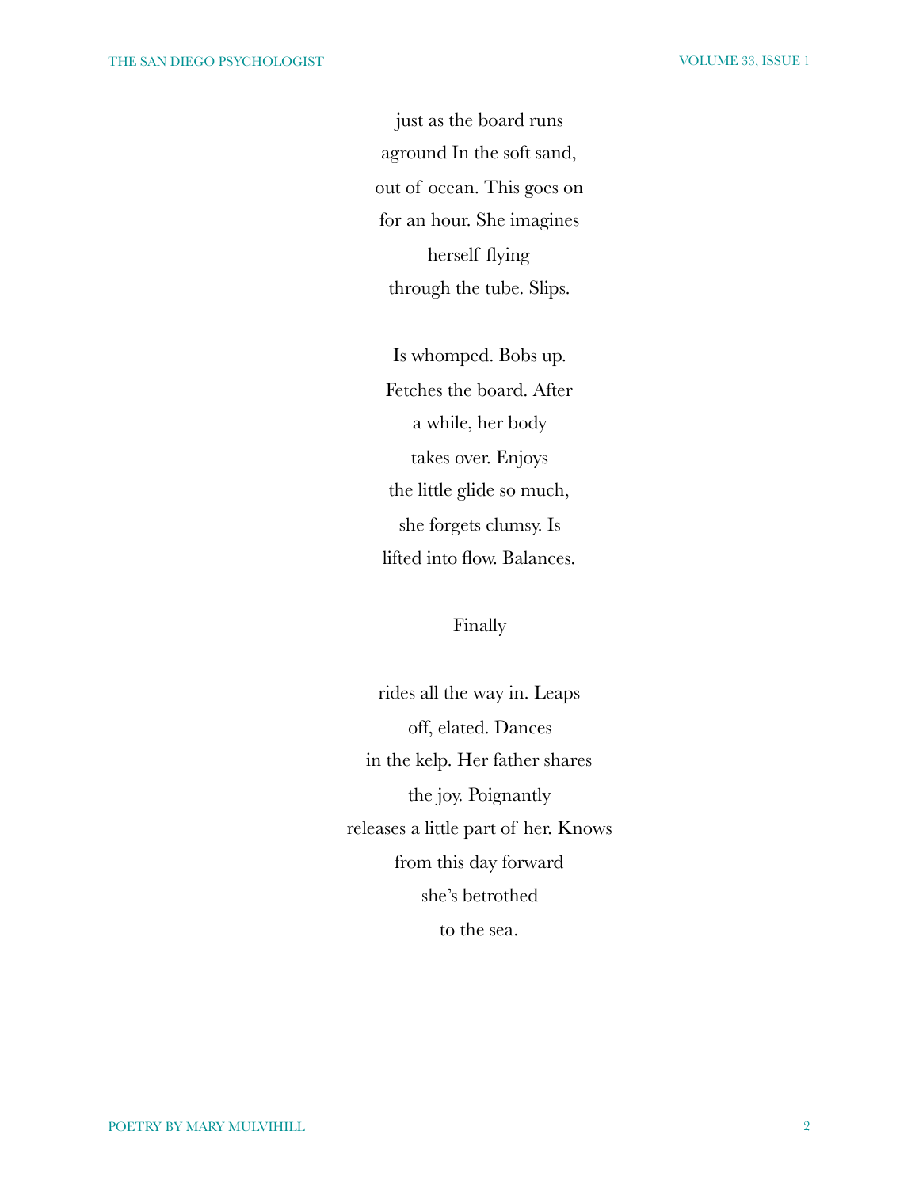just as the board runs
aground In the soft sand,
out of ocean. This goes on
for an hour. She imagines
herself flying
through the tube. Slips.

Is whomped. Bobs up.
Fetches the board. After
a while, her body
takes over. Enjoys
the little glide so much,
she forgets clumsy. Is
lifted into flow. Balances.

Finally

rides all the way in. Leaps
off, elated. Dances
in the kelp. Her father shares
the joy. Poignantly
releases a little part of her. Knows
from this day forward
she's betrothed
to the sea.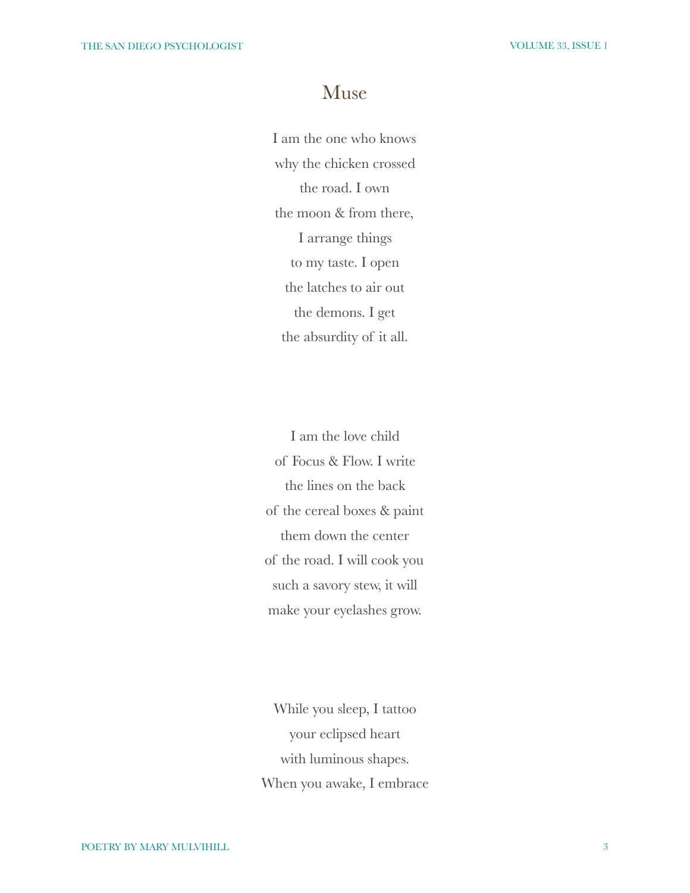# Muse

I am the one who knows  
why the chicken crossed  
the road. I own  
the moon & from there,  
I arrange things  
to my taste. I open  
the latches to air out  
the demons. I get  
the absurdity of it all.

I am the love child  
of Focus & Flow. I write  
the lines on the back  
of the cereal boxes & paint  
them down the center  
of the road. I will cook you  
such a savory stew, it will  
make your eyelashes grow.

While you sleep, I tattoo  
your eclipsed heart  
with luminous shapes.  
When you awake, I embrace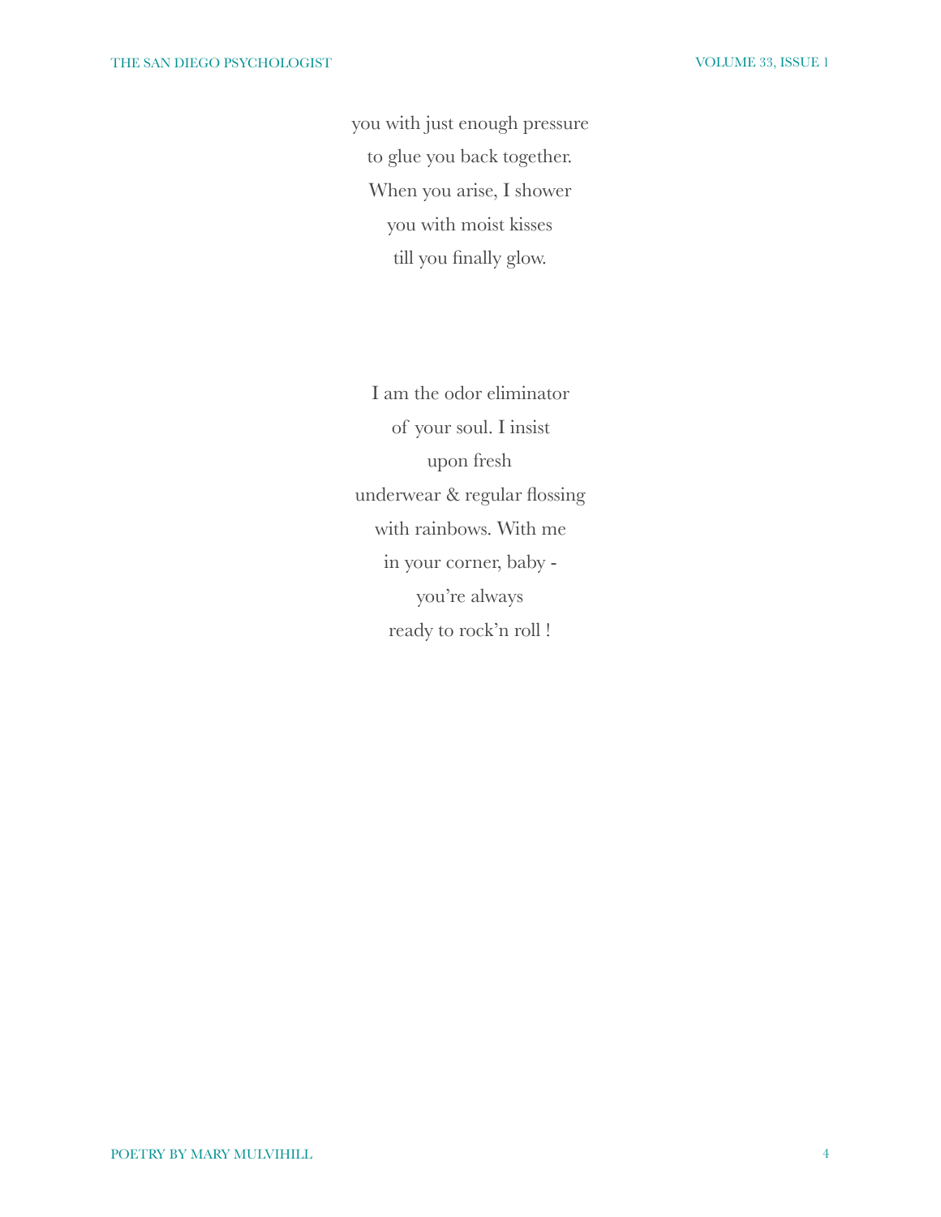you with just enough pressure  
to glue you back together.  
When you arise, I shower  
you with moist kisses  
till you finally glow.

I am the odor eliminator  
of your soul. I insist  
upon fresh  
underwear & regular flossing  
with rainbows. With me  
in your corner, baby -  
you're always  
ready to rock'n roll !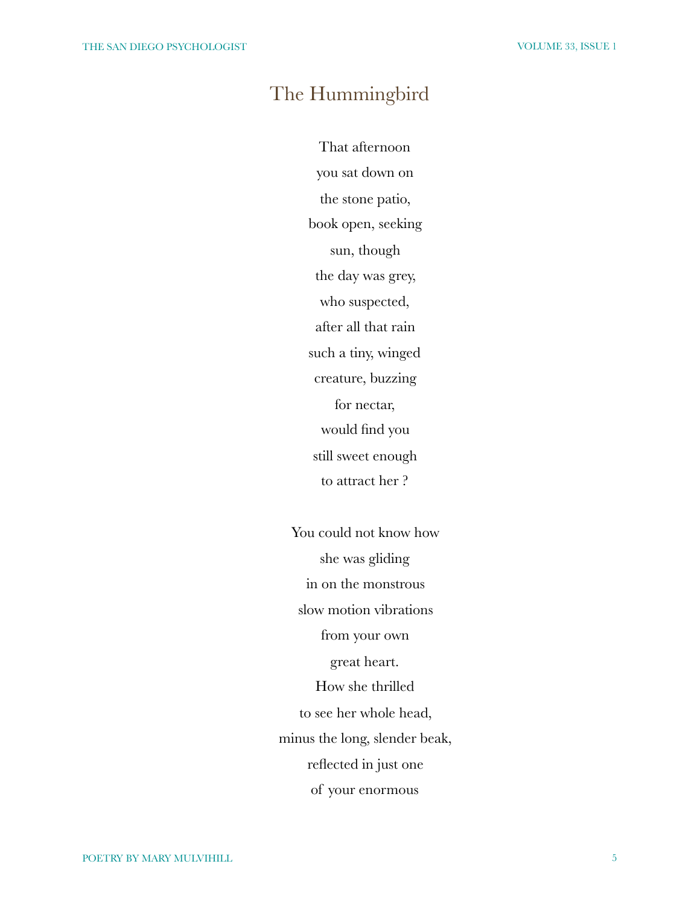# The Hummingbird

That afternoon  
you sat down on  
the stone patio,  
book open, seeking  
sun, though  
the day was grey,  
who suspected,  
after all that rain  
such a tiny, winged  
creature, buzzing  
for nectar,  
would find you  
still sweet enough  
to attract her ?

You could not know how  
she was gliding  
in on the monstrous  
slow motion vibrations  
from your own  
great heart.  
How she thrilled  
to see her whole head,  
minus the long, slender beak,  
reflected in just one  
of your enormous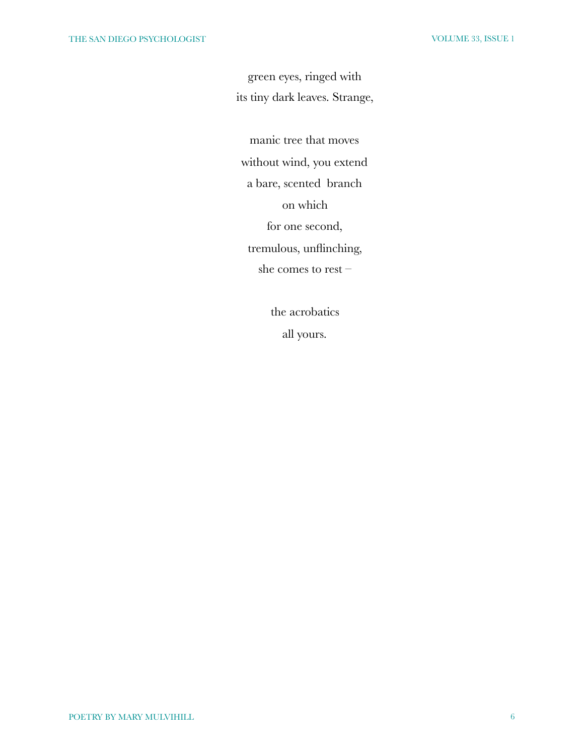green eyes, ringed with
its tiny dark leaves. Strange,

manic tree that moves
without wind, you extend
a bare, scented branch
on which
for one second,
tremulous, unflinching,
she comes to rest –

the acrobatics
all yours.